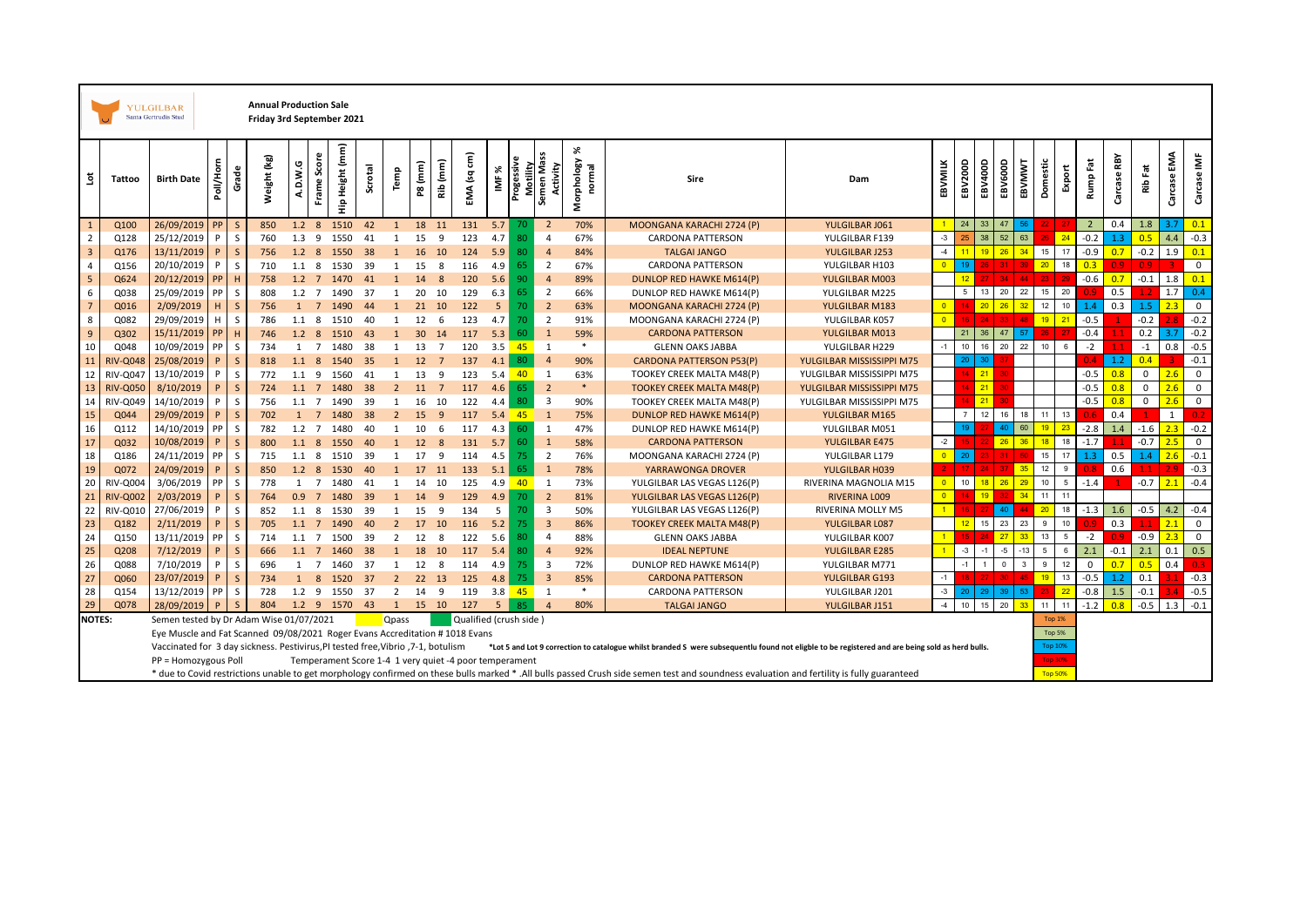YULGILBAR
Santa Gertrudis Stud

**Annual Production Sale**
**Friday 3rd September 2021**

| Lot | Tattoo | Birth Date | Poll/Horn | Grade | Weight (kg) | A.D.W.G | Frame Score | Hip Height (mm) | Scrotal | Temp | P8 (mm) | Rib (mm) | EMA (sq cm) | IMF % | Progessive Motility | Semen Mass Activity | Morphology % normal | Sire | Dam | EBVMILK | EBV200D | EBV400D | EBV600D | EBVMWT | Domestic | Export | Rump Fat | Carcase RBY | Rib Fat | Carcase EMA | Carcase IMF |
|---|---|---|---|---|---|---|---|---|---|---|---|---|---|---|---|---|---|---|---|---|---|---|---|---|---|---|---|---|---|---|---|
| 1 | Q100 | 26/09/2019 | PP | S | 850 | 1.2 | 8 | 1510 | 42 | 1 | 18 | 11 | 131 | 5.7 | 70 | 2 | 70% | MOONGANA KARACHI 2724 (P) | YULGILBAR J061 | 1 | 24 | 33 | 47 | 56 | 22 | 27 | 2 | 0.4 | 1.8 | 3.7 | 0.1 |
| 2 | Q128 | 25/12/2019 | P | S | 760 | 1.3 | 9 | 1550 | 41 | 1 | 15 | 9 | 123 | 4.7 | 80 | 4 | 67% | CARDONA PATTERSON | YULGILBAR F139 | -3 | 25 | 38 | 52 | 63 | 25 | 24 | -0.2 | 1.3 | 0.5 | 4.4 | -0.3 |
| 3 | Q176 | 13/11/2019 | P | S | 756 | 1.2 | 8 | 1550 | 38 | 1 | 16 | 10 | 124 | 5.9 | 80 | 4 | 84% | TALGAI JANGO | YULGILBAR J253 | -4 | 11 | 19 | 26 | 34 | 15 | 17 | -0.9 | 0.7 | -0.2 | 1.9 | 0.1 |
| 4 | Q156 | 20/10/2019 | P | S | 710 | 1.1 | 8 | 1530 | 39 | 1 | 15 | 8 | 116 | 4.9 | 65 | 2 | 67% | CARDONA PATTERSON | YULGILBAR H103 | 0 | 19 | 26 | 31 | 39 | 20 | 18 | 0.3 | 0.9 | 0.9 | 3 | 0 |
| 5 | Q624 | 20/12/2019 | PP | H | 758 | 1.2 | 7 | 1470 | 41 | 1 | 14 | 8 | 120 | 5.6 | 90 | 4 | 89% | DUNLOP RED HAWKE M614(P) | YULGILBAR M003 | | 12 | 27 | 34 | 44 | 23 | 29 | -0.6 | 0.7 | -0.1 | 1.8 | 0.1 |
| 6 | Q038 | 25/09/2019 | PP | S | 808 | 1.2 | 7 | 1490 | 37 | 1 | 20 | 10 | 129 | 6.3 | 65 | 2 | 66% | DUNLOP RED HAWKE M614(P) | YULGILBAR M225 | | 5 | 13 | 20 | 22 | 15 | 20 | 0.9 | 0.5 | 1.2 | 1.7 | 0.4 |
| 7 | Q016 | 2/09/2019 | H | S | 756 | 1 | 7 | 1490 | 44 | 1 | 21 | 10 | 122 | 5 | 70 | 2 | 63% | MOONGANA KARACHI 2724 (P) | YULGILBAR M183 | 0 | 14 | 20 | 26 | 32 | 12 | 10 | 1.4 | 0.3 | 1.5 | 2.3 | 0 |
| 8 | Q082 | 29/09/2019 | H | S | 786 | 1.1 | 8 | 1510 | 40 | 1 | 12 | 6 | 123 | 4.7 | 70 | 2 | 91% | MOONGANA KARACHI 2724 (P) | YULGILBAR K057 | 0 | 16 | 24 | 33 | 48 | 19 | 21 | -0.5 | 1 | -0.2 | 2.8 | -0.2 |
| 9 | Q302 | 15/11/2019 | PP | H | 746 | 1.2 | 8 | 1510 | 43 | 1 | 30 | 14 | 117 | 5.3 | 60 | 1 | 59% | CARDONA PATTERSON | YULGILBAR M013 | | 21 | 36 | 47 | 57 | 26 | 27 | -0.4 | 1.1 | 0.2 | 3.7 | -0.2 |
| 10 | Q048 | 10/09/2019 | PP | S | 734 | 1 | 7 | 1480 | 38 | 1 | 13 | 7 | 120 | 3.5 | 45 | 1 | * | GLENN OAKS JABBA | YULGILBAR H229 | -1 | 10 | 16 | 20 | 22 | 10 | 6 | -2 | 1.1 | -1 | 0.8 | -0.5 |
| 11 | RIV-Q048 | 25/08/2019 | P | S | 818 | 1.1 | 8 | 1540 | 35 | 1 | 12 | 7 | 137 | 4.1 | 80 | 4 | 90% | CARDONA PATTERSON P53(P) | YULGILBAR MISSISSIPPI M75 | | 20 | 30 | 37 | | | | 0.4 | 1.2 | 0.4 | 3 | -0.1 |
| 12 | RIV-Q047 | 13/10/2019 | P | S | 772 | 1.1 | 9 | 1560 | 41 | 1 | 13 | 9 | 123 | 5.4 | 40 | 1 | 63% | TOOKEY CREEK MALTA M48(P) | YULGILBAR MISSISSIPPI M75 | | 14 | 21 | 30 | | | | -0.5 | 0.8 | 0 | 2.6 | 0 |
| 13 | RIV-Q050 | 8/10/2019 | P | S | 724 | 1.1 | 7 | 1480 | 38 | 2 | 11 | 7 | 117 | 4.6 | 65 | 2 | * | TOOKEY CREEK MALTA M48(P) | YULGILBAR MISSISSIPPI M75 | | 14 | 21 | 30 | | | | -0.5 | 0.8 | 0 | 2.6 | 0 |
| 14 | RIV-Q049 | 14/10/2019 | P | S | 756 | 1.1 | 7 | 1490 | 39 | 1 | 16 | 10 | 122 | 4.4 | 80 | 3 | 90% | TOOKEY CREEK MALTA M48(P) | YULGILBAR MISSISSIPPI M75 | | 14 | 21 | 30 | | | | -0.5 | 0.8 | 0 | 2.6 | 0 |
| 15 | Q044 | 29/09/2019 | P | S | 702 | 1 | 7 | 1480 | 38 | 2 | 15 | 9 | 117 | 5.4 | 45 | 1 | 75% | DUNLOP RED HAWKE M614(P) | YULGILBAR M165 | | 7 | 12 | 16 | 18 | 11 | 13 | 0.6 | 0.4 | 1 | 1 | 0.2 |
| 16 | Q112 | 14/10/2019 | PP | S | 782 | 1.2 | 7 | 1480 | 40 | 1 | 10 | 6 | 117 | 4.3 | 60 | 1 | 47% | DUNLOP RED HAWKE M614(P) | YULGILBAR M051 | | 19 | 27 | 40 | 60 | 19 | 23 | -2.8 | 1.4 | -1.6 | 2.3 | -0.2 |
| 17 | Q032 | 10/08/2019 | P | S | 800 | 1.1 | 8 | 1550 | 40 | 1 | 12 | 8 | 131 | 5.7 | 60 | 1 | 58% | CARDONA PATTERSON | YULGILBAR E475 | -2 | 16 | 22 | 26 | 36 | 18 | 18 | -1.7 | 1.1 | -0.7 | 2.5 | 0 |
| 18 | Q186 | 24/11/2019 | PP | S | 715 | 1.1 | 8 | 1510 | 39 | 1 | 17 | 9 | 114 | 4.5 | 75 | 2 | 76% | MOONGANA KARACHI 2724 (P) | YULGILBAR L179 | 0 | 20 | 23 | 31 | 50 | 15 | 17 | 1.3 | 0.5 | 1.4 | 2.6 | -0.1 |
| 19 | Q072 | 24/09/2019 | P | S | 850 | 1.2 | 8 | 1530 | 40 | 1 | 17 | 11 | 133 | 5.1 | 65 | 1 | 78% | YARRAWONGA DROVER | YULGILBAR H039 | 2 | 17 | 24 | 37 | 35 | 12 | 9 | 0.8 | 0.6 | 1.1 | 2.9 | -0.3 |
| 20 | RIV-Q004 | 3/06/2019 | PP | S | 778 | 1 | 7 | 1480 | 41 | 1 | 14 | 10 | 125 | 4.9 | 40 | 1 | 73% | YULGILBAR LAS VEGAS L126(P) | RIVERINA MAGNOLIA M15 | 0 | 10 | 18 | 26 | 29 | 10 | 5 | -1.4 | 1 | -0.7 | 2.1 | -0.4 |
| 21 | RIV-Q002 | 2/03/2019 | P | S | 764 | 0.9 | 7 | 1480 | 39 | 1 | 14 | 9 | 129 | 4.9 | 70 | 2 | 81% | YULGILBAR LAS VEGAS L126(P) | RIVERINA L009 | 0 | 14 | 19 | 32 | 34 | 11 | 11 | | | | | |
| 22 | RIV-Q010 | 27/06/2019 | P | S | 852 | 1.1 | 8 | 1530 | 39 | 1 | 15 | 9 | 134 | 5 | 70 | 3 | 50% | YULGILBAR LAS VEGAS L126(P) | RIVERINA MOLLY M5 | 1 | 18 | 27 | 40 | 44 | 20 | 18 | -1.3 | 1.6 | -0.5 | 4.2 | -0.4 |
| 23 | Q182 | 2/11/2019 | P | S | 705 | 1.1 | 7 | 1490 | 40 | 2 | 17 | 10 | 116 | 5.2 | 75 | 3 | 86% | TOOKEY CREEK MALTA M48(P) | YULGILBAR L087 | | 12 | 15 | 23 | 23 | 9 | 10 | 0.9 | 0.3 | 1.1 | 2.1 | 0 |
| 24 | Q150 | 13/11/2019 | PP | S | 714 | 1.1 | 7 | 1500 | 39 | 2 | 12 | 8 | 122 | 5.6 | 80 | 4 | 88% | GLENN OAKS JABBA | YULGILBAR K007 | 1 | 15 | 24 | 27 | 33 | 13 | 5 | -2 | 0.9 | -0.9 | 2.3 | 0 |
| 25 | Q208 | 7/12/2019 | P | S | 666 | 1.1 | 7 | 1460 | 38 | 1 | 18 | 10 | 117 | 5.4 | 80 | 4 | 92% | IDEAL NEPTUNE | YULGILBAR E285 | 1 | -3 | -1 | -5 | -13 | 5 | 6 | 2.1 | -0.1 | 2.1 | 0.1 | 0.5 |
| 26 | Q088 | 7/10/2019 | P | S | 696 | 1 | 7 | 1460 | 37 | 1 | 12 | 8 | 114 | 4.9 | 75 | 3 | 72% | DUNLOP RED HAWKE M614(P) | YULGILBAR M771 | | -1 | 1 | 0 | 3 | 9 | 12 | 0 | 0.7 | 0.5 | 0.4 | 0.3 |
| 27 | Q060 | 23/07/2019 | P | S | 734 | 1 | 8 | 1520 | 37 | 2 | 22 | 13 | 125 | 4.8 | 75 | 3 | 85% | CARDONA PATTERSON | YULGILBAR G193 | -1 | 18 | 27 | 30 | 45 | 19 | 13 | -0.5 | 1.2 | 0.1 | 3.1 | -0.3 |
| 28 | Q154 | 13/12/2019 | PP | S | 728 | 1.2 | 9 | 1550 | 37 | 2 | 14 | 9 | 119 | 3.8 | 45 | 1 | * | CARDONA PATTERSON | YULGILBAR J201 | -3 | 20 | 29 | 39 | 53 | 23 | 22 | -0.8 | 1.5 | -0.1 | 3.4 | -0.5 |
| 29 | Q078 | 28/09/2019 | P | S | 804 | 1.2 | 9 | 1570 | 43 | 1 | 15 | 10 | 127 | 5 | 85 | 4 | 80% | TALGAI JANGO | YULGILBAR J151 | -4 | 10 | 15 | 20 | 33 | 11 | 11 | -1.2 | 0.8 | -0.5 | 1.3 | -0.1 |

**NOTES:**

Semen tested by Dr Adam Wise 01/07/2021 — Qpass — Qualified (crush side)

Eye Muscle and Fat Scanned 09/08/2021 Roger Evans Accreditation # 1018 Evans

Vaccinated for 3 day sickness. Pestivirus,PI tested free,Vibrio ,7-1, botulism

*Lot 5 and Lot 9 correction to catalogue whilst branded S were subsequentlu found not eligble to be registered and are being sold as herd bulls.

PP = Homozygous Poll — Temperament Score 1-4 1 very quiet -4 poor temperament

* due to Covid restrictions unable to get morphology confirmed on these bulls marked * .All bulls passed Crush side semen test and soundness evaluation and fertility is fully guaranteed

Top 1% / Top 5% / Top 10% / Top 30% / Top 50%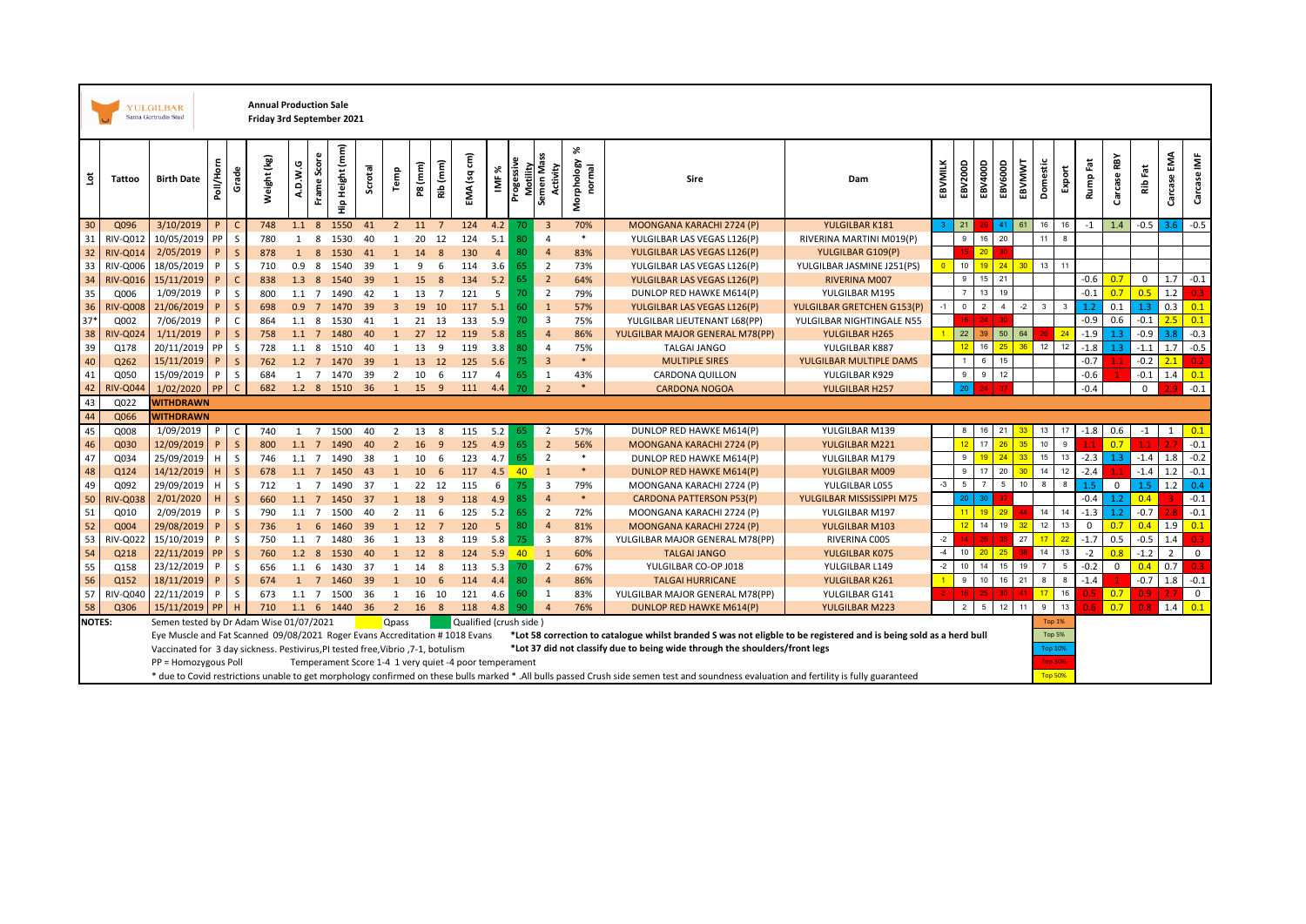**YULGILBAR** Santa Gertrudis Stud

**Annual Production Sale**
**Friday 3rd September 2021**

| Lot | Tattoo | Birth Date | Poll/Horn | Grade | Weight (kg) | A.D.W.G | Frame Score | Hip Height (mm) | Scrotal | Temp | P8 (mm) | Rib (mm) | EMA (sq cm) | IMF % | Progessive Motility | Semen Mass Activity | Morphology % normal | Sire | Dam | EBVMILK | EBV200D | EBV400D | EBV600D | EBVMWT | Domestic | Export | Rump Fat | Carcase RBY | Rib Fat | Carcase EMA | Carcase IMF |
|---|---|---|---|---|---|---|---|---|---|---|---|---|---|---|---|---|---|---|---|---|---|---|---|---|---|---|---|---|---|---|---|
| 30 | Q096 | 3/10/2019 | P | C | 748 | 1.1 | 8 | 1550 | 41 | 2 | 11 | 7 | 124 | 4.2 | 70 | 3 | 70% | MOONGANA KARACHI 2724 (P) | YULGILBAR K181 | 3 | 21 | 26 | 41 | 61 | 16 | 16 | -1 | 1.4 | -0.5 | 3.6 | -0.5 |
| 31 | RIV-Q012 | 10/05/2019 | PP | S | 780 | 1 | 8 | 1530 | 40 | 1 | 20 | 12 | 124 | 5.1 | 80 | 4 | * | YULGILBAR LAS VEGAS L126(P) | RIVERINA MARTINI M019(P) | | 9 | 16 | 20 | | 11 | 8 | | | | | |
| 32 | RIV-Q014 | 2/05/2019 | P | S | 878 | 1 | 8 | 1530 | 41 | 1 | 14 | 8 | 130 | 4 | 80 | 4 | 83% | YULGILBAR LAS VEGAS L126(P) | YULGILBAR G109(P) | | 15 | 20 | 30 | | | | | | | | |
| 33 | RIV-Q006 | 18/05/2019 | P | S | 710 | 0.9 | 8 | 1540 | 39 | 1 | 9 | 6 | 114 | 3.6 | 65 | 2 | 73% | YULGILBAR LAS VEGAS L126(P) | YULGILBAR JASMINE J251(PS) | 0 | 10 | 19 | 24 | 30 | 13 | 11 | | | | | |
| 34 | RIV-Q016 | 15/11/2019 | P | C | 838 | 1.3 | 8 | 1540 | 39 | 1 | 15 | 8 | 134 | 5.2 | 65 | 2 | 64% | YULGILBAR LAS VEGAS L126(P) | RIVERINA M007 | | 9 | 15 | 21 | | | | -0.6 | 0.7 | 0 | 1.7 | -0.1 |
| 35 | Q006 | 1/09/2019 | P | S | 800 | 1.1 | 7 | 1490 | 42 | 1 | 13 | 7 | 121 | 5 | 70 | 2 | 79% | DUNLOP RED HAWKE M614(P) | YULGILBAR M195 | | 7 | 13 | 19 | | | | -0.1 | 0.7 | 0.5 | 1.2 | 0.3 |
| 36 | RIV-Q008 | 21/06/2019 | P | S | 698 | 0.9 | 7 | 1470 | 39 | 3 | 19 | 10 | 117 | 5.1 | 60 | 1 | 57% | YULGILBAR LAS VEGAS L126(P) | YULGILBAR GRETCHEN G153(P) | -1 | 0 | 2 | 4 | -2 | 3 | 3 | 1.2 | 0.1 | 1.3 | 0.3 | 0.1 |
| 37* | Q002 | 7/06/2019 | P | C | 864 | 1.1 | 8 | 1530 | 41 | 1 | 21 | 13 | 133 | 5.9 | 70 | 3 | 75% | YULGILBAR LIEUTENANT L68(PP) | YULGILBAR NIGHTINGALE N55 | | 16 | 24 | 30 | | | | -0.9 | 0.6 | -0.1 | 2.5 | 0.1 |
| 38 | RIV-Q024 | 1/11/2019 | P | S | 758 | 1.1 | 7 | 1480 | 40 | 1 | 27 | 12 | 119 | 5.8 | 85 | 4 | 86% | YULGILBAR MAJOR GENERAL M78(PP) | YULGILBAR H265 | 1 | 22 | 39 | 50 | 64 | 26 | 24 | -1.9 | 1.3 | -0.9 | 3.8 | -0.3 |
| 39 | Q178 | 20/11/2019 | PP | S | 728 | 1.1 | 8 | 1510 | 40 | 1 | 13 | 9 | 119 | 3.8 | 80 | 4 | 75% | TALGAI JANGO | YULGILBAR K887 | | 12 | 16 | 25 | 36 | 12 | 12 | -1.8 | 1.3 | -1.1 | 1.7 | -0.5 |
| 40 | Q262 | 15/11/2019 | P | S | 762 | 1.2 | 7 | 1470 | 39 | 1 | 13 | 12 | 125 | 5.6 | 75 | 3 | * | MULTIPLE SIRES | YULGILBAR MULTIPLE DAMS | | 1 | 6 | 15 | | | | -0.7 | 1.1 | -0.2 | 2.1 | 0.2 |
| 41 | Q050 | 15/09/2019 | P | S | 684 | 1 | 7 | 1470 | 39 | 2 | 10 | 6 | 117 | 4 | 65 | 1 | 43% | CARDONA QUILLON | YULGILBAR K929 | | 9 | 9 | 12 | | | | -0.6 | 1 | -0.1 | 1.4 | 0.1 |
| 42 | RIV-Q044 | 1/02/2020 | PP | C | 682 | 1.2 | 8 | 1510 | 36 | 1 | 15 | 9 | 111 | 4.4 | 70 | 2 | * | CARDONA NOGOA | YULGILBAR H257 | | 20 | 24 | 37 | | | | -0.4 | | 0 | 2.9 | -0.1 |
| 43 | Q022 | WITHDRAWN | | | | | | | | | | | | | | | | | | | | | | | | | | | | | |
| 44 | Q066 | WITHDRAWN | | | | | | | | | | | | | | | | | | | | | | | | | | | | | |
| 45 | Q008 | 1/09/2019 | P | C | 740 | 1 | 7 | 1500 | 40 | 2 | 13 | 8 | 115 | 5.2 | 65 | 2 | 57% | DUNLOP RED HAWKE M614(P) | YULGILBAR M139 | | 8 | 16 | 21 | 33 | 13 | 17 | -1.8 | 0.6 | -1 | 1 | 0.1 |
| 46 | Q030 | 12/09/2019 | P | S | 800 | 1.1 | 7 | 1490 | 40 | 2 | 16 | 9 | 125 | 4.9 | 65 | 2 | 56% | MOONGANA KARACHI 2724 (P) | YULGILBAR M221 | | 12 | 17 | 26 | 35 | 10 | 9 | 1.1 | 0.7 | 1.1 | 2.7 | -0.1 |
| 47 | Q034 | 25/09/2019 | H | S | 746 | 1.1 | 7 | 1490 | 38 | 1 | 10 | 6 | 123 | 4.7 | 65 | 2 | * | DUNLOP RED HAWKE M614(P) | YULGILBAR M179 | | 9 | 19 | 24 | 33 | 15 | 13 | -2.3 | 1.3 | -1.4 | 1.8 | -0.2 |
| 48 | Q124 | 14/12/2019 | H | S | 678 | 1.1 | 7 | 1450 | 43 | 1 | 10 | 6 | 117 | 4.5 | 40 | 1 | * | DUNLOP RED HAWKE M614(P) | YULGILBAR M009 | | 9 | 17 | 20 | 30 | 14 | 12 | -2.4 | 1.1 | -1.4 | 1.2 | -0.1 |
| 49 | Q092 | 29/09/2019 | H | S | 712 | 1 | 7 | 1490 | 37 | 1 | 22 | 12 | 115 | 6 | 75 | 3 | 79% | MOONGANA KARACHI 2724 (P) | YULGILBAR L055 | -3 | 5 | 7 | 5 | 10 | 8 | 8 | 1.5 | 0 | 1.5 | 1.2 | 0.4 |
| 50 | RIV-Q038 | 2/01/2020 | H | S | 660 | 1.1 | 7 | 1450 | 37 | 1 | 18 | 9 | 118 | 4.9 | 85 | 4 | * | CARDONA PATTERSON P53(P) | YULGILBAR MISSISSIPPI M75 | | 20 | 30 | 37 | | | | -0.4 | 1.2 | 0.4 | 3 | -0.1 |
| 51 | Q010 | 2/09/2019 | P | S | 790 | 1.1 | 7 | 1500 | 40 | 2 | 11 | 6 | 125 | 5.2 | 65 | 2 | 72% | MOONGANA KARACHI 2724 (P) | YULGILBAR M197 | | 11 | 19 | 29 | 44 | 14 | 14 | -1.3 | 1.2 | -0.7 | 2.8 | -0.1 |
| 52 | Q004 | 29/08/2019 | P | S | 736 | 1 | 6 | 1460 | 39 | 1 | 12 | 7 | 120 | 5 | 80 | 4 | 81% | MOONGANA KARACHI 2724 (P) | YULGILBAR M103 | | 12 | 14 | 19 | 32 | 12 | 13 | 0 | 0.7 | 0.4 | 1.9 | 0.1 |
| 53 | RIV-Q022 | 15/10/2019 | P | S | 750 | 1.1 | 7 | 1480 | 36 | 1 | 13 | 8 | 119 | 5.8 | 75 | 3 | 87% | YULGILBAR MAJOR GENERAL M78(PP) | RIVERINA C005 | -2 | 14 | 26 | 35 | 27 | 17 | 22 | -1.7 | 0.5 | -0.5 | 1.4 | 0.3 |
| 54 | Q218 | 22/11/2019 | PP | S | 760 | 1.2 | 8 | 1530 | 40 | 1 | 12 | 8 | 124 | 5.9 | 40 | 1 | 60% | TALGAI JANGO | YULGILBAR K075 | -4 | 10 | 20 | 25 | 38 | 14 | 13 | -2 | 0.8 | -1.2 | 2 | 0 |
| 55 | Q158 | 23/12/2019 | P | S | 656 | 1.1 | 6 | 1430 | 37 | 1 | 14 | 8 | 113 | 5.3 | 70 | 2 | 67% | YULGILBAR CO-OP J018 | YULGILBAR L149 | -2 | 10 | 14 | 15 | 19 | 7 | 5 | -0.2 | 0 | 0.4 | 0.7 | 0.3 |
| 56 | Q152 | 18/11/2019 | P | S | 674 | 1 | 7 | 1460 | 39 | 1 | 10 | 6 | 114 | 4.4 | 80 | 4 | 86% | TALGAI HURRICANE | YULGILBAR K261 | 1 | 9 | 10 | 16 | 21 | 8 | 8 | -1.4 | 1 | -0.7 | 1.8 | -0.1 |
| 57 | RIV-Q040 | 22/11/2019 | P | S | 673 | 1.1 | 7 | 1500 | 36 | 1 | 16 | 10 | 121 | 4.6 | 60 | 1 | 83% | YULGILBAR MAJOR GENERAL M78(PP) | YULGILBAR G141 | 2 | 16 | 25 | 30 | 41 | 17 | 16 | 0.5 | 0.7 | 0.9 | 2.7 | 0 |
| 58 | Q306 | 15/11/2019 | PP | H | 710 | 1.1 | 6 | 1440 | 36 | 2 | 16 | 8 | 118 | 4.8 | 90 | 4 | 76% | DUNLOP RED HAWKE M614(P) | YULGILBAR M223 | | 2 | 5 | 12 | 11 | 9 | 13 | 0.6 | 0.7 | 0.8 | 1.4 | 0.1 |

**NOTES:**

Semen tested by Dr Adam Wise 01/07/2021 — Qpass — Qualified (crush side)

Eye Muscle and Fat Scanned 09/08/2021 Roger Evans Accreditation # 1018 Evans

*Lot 58 correction to catalogue whilst branded S was not eligible to be registered and is being sold as a herd bull

Vaccinated for 3 day sickness. Pestivirus,PI tested free,Vibrio ,7-1, botulism

*Lot 37 did not classify due to being wide through the shoulders/front legs

PP = Homozygous Poll — Temperament Score 1-4 1 very quiet -4 poor temperament

* due to Covid restrictions unable to get morphology confirmed on these bulls marked * .All bulls passed Crush side semen test and soundness evaluation and fertility is fully guaranteed

Top 1% | Top 5% | Top 10% | Top 30% | Top 50%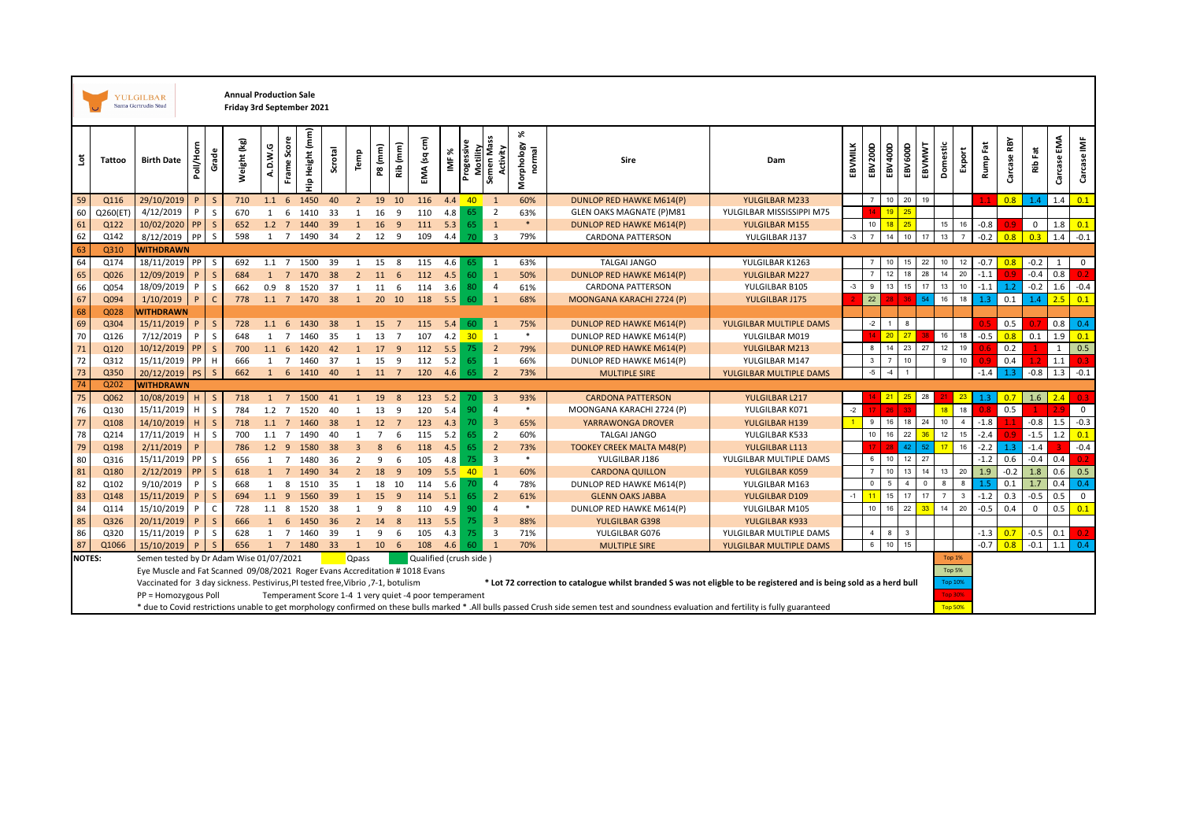YULGILBAR
Santa Gertrudis Stud

**Annual Production Sale**
**Friday 3rd September 2021**

| Lot | Tattoo | Birth Date | Poll/Horn | Grade | Weight (kg) | A.D.W.G | Frame Score | Hip Height (mm) | Scrotal | Temp | P8 (mm) | Rib (mm) | EMA (sq cm) | IMF % | Progessive Motility | Semen Mass Activity | Morphology % normal | Sire | Dam | EBVMILK | EBV200D | EBV400D | EBV600D | EBVMWT | Domestic | Export | Rump Fat | Carcase RBY | Rib Fat | Carcase EMA | Carcase IMF |
|---|---|---|---|---|---|---|---|---|---|---|---|---|---|---|---|---|---|---|---|---|---|---|---|---|---|---|---|---|---|---|---|
| 59 | Q116 | 29/10/2019 | P | S | 710 | 1.1 | 6 | 1450 | 40 | 2 | 19 | 10 | 116 | 4.4 | 40 | 1 | 60% | DUNLOP RED HAWKE M614(P) | YULGILBAR M233 | | 7 | 10 | 20 | 19 | | | 1.1 | 0.8 | 1.4 | 1.4 | 0.1 |
| 60 | Q260(ET) | 4/12/2019 | P | S | 670 | 1 | 6 | 1410 | 33 | 1 | 16 | 9 | 110 | 4.8 | 65 | 2 | 63% | GLEN OAKS MAGNATE (P)M81 | YULGILBAR MISSISSIPPI M75 | | 14 | 19 | 25 | | | | | | | | |
| 61 | Q122 | 10/02/2020 | PP | S | 652 | 1.2 | 7 | 1440 | 39 | 1 | 16 | 9 | 111 | 5.3 | 65 | 1 | * | DUNLOP RED HAWKE M614(P) | YULGILBAR M155 | | 10 | 18 | 25 | | 15 | 16 | -0.8 | 0.9 | 0 | 1.8 | 0.1 |
| 62 | Q142 | 8/12/2019 | PP | S | 598 | 1 | 7 | 1490 | 34 | 2 | 12 | 9 | 109 | 4.4 | 70 | 3 | 79% | CARDONA PATTERSON | YULGILBAR J137 | -3 | 7 | 14 | 10 | 17 | 13 | 7 | -0.2 | 0.8 | 0.3 | 1.4 | -0.1 |
| 63 | Q310 | WITHDRAWN | | | | | | | | | | | | | | | | | | | | | | | | | | | | | |
| 64 | Q174 | 18/11/2019 | PP | S | 692 | 1.1 | 7 | 1500 | 39 | 1 | 15 | 8 | 115 | 4.6 | 65 | 1 | 63% | TALGAI JANGO | YULGILBAR K1263 | | 7 | 10 | 15 | 22 | 10 | 12 | -0.7 | 0.8 | -0.2 | 1 | 0 |
| 65 | Q026 | 12/09/2019 | P | S | 684 | 1 | 7 | 1470 | 38 | 2 | 11 | 6 | 112 | 4.5 | 60 | 1 | 50% | DUNLOP RED HAWKE M614(P) | YULGILBAR M227 | | 7 | 12 | 18 | 28 | 14 | 20 | -1.1 | 0.9 | -0.4 | 0.8 | 0.2 |
| 66 | Q054 | 18/09/2019 | P | S | 662 | 0.9 | 8 | 1520 | 37 | 1 | 11 | 6 | 114 | 3.6 | 80 | 4 | 61% | CARDONA PATTERSON | YULGILBAR B105 | -3 | 9 | 13 | 15 | 17 | 13 | 10 | -1.1 | 1.2 | -0.2 | 1.6 | -0.4 |
| 67 | Q094 | 1/10/2019 | P | C | 778 | 1.1 | 7 | 1470 | 38 | 1 | 20 | 10 | 118 | 5.5 | 60 | 1 | 68% | MOONGANA KARACHI 2724 (P) | YULGILBAR J175 | 2 | 22 | 28 | 35 | 54 | 16 | 18 | 1.3 | 0.1 | 1.4 | 2.5 | 0.1 |
| 68 | Q028 | WITHDRAWN | | | | | | | | | | | | | | | | | | | | | | | | | | | | | |
| 69 | Q304 | 15/11/2019 | P | S | 728 | 1.1 | 6 | 1430 | 38 | 1 | 15 | 7 | 115 | 5.4 | 60 | 1 | 75% | DUNLOP RED HAWKE M614(P) | YULGILBAR MULTIPLE DAMS | | -2 | 1 | 8 | | | | 0.5 | 0.5 | 0.7 | 0.8 | 0.4 |
| 70 | Q126 | 7/12/2019 | P | S | 648 | 1 | 7 | 1460 | 35 | 1 | 13 | 7 | 107 | 4.2 | 30 | 1 | * | DUNLOP RED HAWKE M614(P) | YULGILBAR M019 | | 14 | 20 | 27 | 36 | 16 | 18 | -0.5 | 0.8 | 0.1 | 1.9 | 0.1 |
| 71 | Q120 | 10/12/2019 | PP | S | 700 | 1.1 | 6 | 1420 | 42 | 1 | 17 | 9 | 112 | 5.5 | 75 | 2 | 79% | DUNLOP RED HAWKE M614(P) | YULGILBAR M213 | | 8 | 14 | 23 | 27 | 12 | 19 | 0.6 | 0.2 | 1 | 1 | 0.5 |
| 72 | Q312 | 15/11/2019 | PP | H | 666 | 1 | 7 | 1460 | 37 | 1 | 15 | 9 | 112 | 5.2 | 65 | 1 | 66% | DUNLOP RED HAWKE M614(P) | YULGILBAR M147 | | 3 | 7 | 10 | | 9 | 10 | 0.9 | 0.4 | 1.2 | 1.1 | 0.3 |
| 73 | Q350 | 20/12/2019 | PS | S | 662 | 1 | 6 | 1410 | 40 | 1 | 11 | 7 | 120 | 4.6 | 65 | 2 | 73% | MULTIPLE SIRE | YULGILBAR MULTIPLE DAMS | | -5 | -4 | 1 | | | | -1.4 | 1.3 | -0.8 | 1.3 | -0.1 |
| 74 | Q202 | WITHDRAWN | | | | | | | | | | | | | | | | | | | | | | | | | | | | | |
| 75 | Q062 | 10/08/2019 | H | S | 718 | 1 | 7 | 1500 | 41 | 1 | 19 | 8 | 123 | 5.2 | 70 | 3 | 93% | CARDONA PATTERSON | YULGILBAR L217 | | 4 | 21 | 25 | 28 | 21 | 23 | 1.3 | 0.7 | 1.6 | 2.4 | 0.3 |
| 76 | Q130 | 15/11/2019 | H | S | 784 | 1.2 | 7 | 1520 | 40 | 1 | 13 | 9 | 120 | 5.4 | 90 | 4 | * | MOONGANA KARACHI 2724 (P) | YULGILBAR K071 | -2 | 17 | 26 | 33 | | 18 | 18 | 0.8 | 0.5 | 1 | 2.9 | 0 |
| 77 | Q108 | 14/10/2019 | H | S | 718 | 1.1 | 7 | 1460 | 38 | 1 | 12 | 7 | 123 | 4.3 | 70 | 3 | 65% | YARRAWONGA DROVER | YULGILBAR H139 | 1 | 9 | 16 | 18 | 24 | 10 | 4 | -1.8 | 1.1 | -0.8 | 1.5 | -0.3 |
| 78 | Q214 | 17/11/2019 | H | S | 700 | 1.1 | 7 | 1490 | 40 | 1 | 7 | 6 | 115 | 5.2 | 65 | 2 | 60% | TALGAI JANGO | YULGILBAR K533 | | 10 | 16 | 22 | 36 | 12 | 15 | -2.4 | 0.9 | -1.5 | 1.2 | 0.1 |
| 79 | Q198 | 2/11/2019 | P | | 786 | 1.2 | 9 | 1580 | 38 | 3 | 8 | 6 | 118 | 4.5 | 65 | 2 | 73% | TOOKEY CREEK MALTA M48(P) | YULGILBAR L113 | | 17 | 28 | 42 | 52 | 17 | 16 | -2.2 | 1.3 | -1.4 | 3 | -0.4 |
| 80 | Q316 | 15/11/2019 | PP | S | 656 | 1 | 7 | 1480 | 36 | 2 | 9 | 6 | 105 | 4.8 | 75 | 3 | * | YULGILBAR J186 | YULGILBAR MULTIPLE DAMS | | 6 | 10 | 12 | 27 | | | -1.2 | 0.6 | -0.4 | 0.4 | 0.2 |
| 81 | Q180 | 2/12/2019 | PP | S | 618 | 1 | 7 | 1490 | 34 | 2 | 18 | 9 | 109 | 5.5 | 40 | 1 | 60% | CARDONA QUILLON | YULGILBAR K059 | | 7 | 10 | 13 | 14 | 13 | 20 | 1.9 | -0.2 | 1.8 | 0.6 | 0.5 |
| 82 | Q102 | 9/10/2019 | P | S | 668 | 1 | 8 | 1510 | 35 | 1 | 18 | 10 | 114 | 5.6 | 70 | 4 | 78% | DUNLOP RED HAWKE M614(P) | YULGILBAR M163 | | 0 | 5 | 4 | 0 | 8 | 8 | 1.5 | 0.1 | 1.7 | 0.4 | 0.4 |
| 83 | Q148 | 15/11/2019 | P | S | 694 | 1.1 | 9 | 1560 | 39 | 1 | 15 | 9 | 114 | 5.1 | 65 | 2 | 61% | GLENN OAKS JABBA | YULGILBAR D109 | -1 | 11 | 15 | 17 | 17 | 7 | 3 | -1.2 | 0.3 | -0.5 | 0.5 | 0 |
| 84 | Q114 | 15/10/2019 | P | C | 728 | 1.1 | 8 | 1520 | 38 | 1 | 9 | 8 | 110 | 4.9 | 90 | 4 | * | DUNLOP RED HAWKE M614(P) | YULGILBAR M105 | | 10 | 16 | 22 | 33 | 14 | 20 | -0.5 | 0.4 | 0 | 0.5 | 0.1 |
| 85 | Q326 | 20/11/2019 | P | S | 666 | 1 | 6 | 1450 | 36 | 2 | 14 | 8 | 113 | 5.5 | 75 | 3 | 88% | YULGILBAR G398 | YULGILBAR K933 | | | | | | | | | | | | |
| 86 | Q320 | 15/11/2019 | P | S | 628 | 1 | 7 | 1460 | 39 | 1 | 9 | 6 | 105 | 4.3 | 75 | 3 | 71% | YULGILBAR G076 | YULGILBAR MULTIPLE DAMS | | 4 | 8 | 3 | | | | -1.3 | 0.7 | -0.5 | 0.1 | 0.2 |
| 87 | Q1066 | 15/10/2019 | P | S | 656 | 1 | 7 | 1480 | 33 | 1 | 10 | 6 | 108 | 4.6 | 60 | 1 | 70% | MULTIPLE SIRE | YULGILBAR MULTIPLE DAMS | | 6 | 10 | 15 | | | | -0.7 | 0.8 | -0.1 | 1.1 | 0.4 |

Legend: Qpass | Qualified (crush side) | Top 1% | Top 5% | Top 10% | Top 30% | Top 50%

**NOTES:**

Semen tested by Dr Adam Wise 01/07/2021

Eye Muscle and Fat Scanned 09/08/2021 Roger Evans Accreditation # 1018 Evans

Vaccinated for 3 day sickness. Pestivirus,PI tested free,Vibrio ,7-1, botulism

PP = Homozygous Poll

Temperament Score 1-4 1 very quiet -4 poor temperament

* Lot 72 correction to catalogue whilst branded S was not eligble to be registered and is being sold as a herd bull

* due to Covid restrictions unable to get morphology confirmed on these bulls marked * .All bulls passed Crush side semen test and soundness evaluation and fertility is fully guaranteed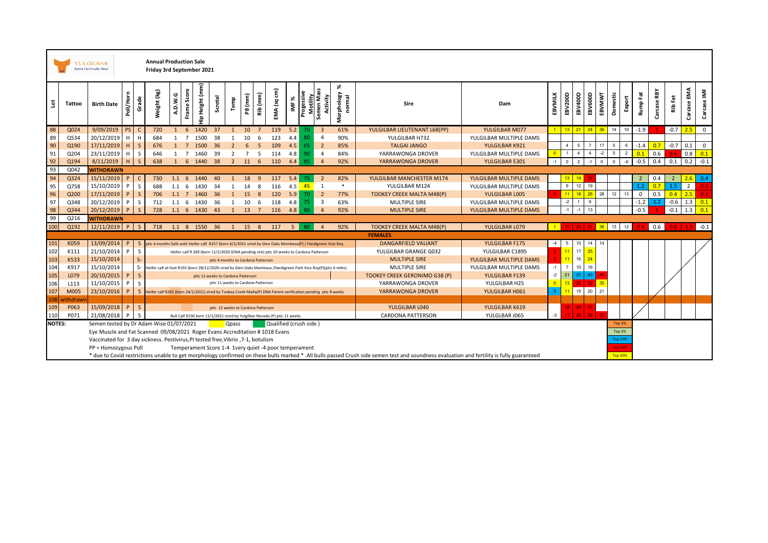YULGILBAR Santa Gertrudis Stud

**Annual Production Sale**
**Friday 3rd September 2021**

| Lot | Tattoo | Birth Date | Poll/Horn | Grade | Weight (kg) | A.D.W.G | Frame Score | Hip Height (mm) | Scrotal | Temp | P8 (mm) | Rib (mm) | EMA (sq cm) | IMF % | Progessive Motility | Semen Mass Activity | Morphology % normal | Sire | Dam | EBVMILK | EBV200D | EBV400D | EBV600D | EBVMWT | Domestic | Export | Rump Fat | Carcase RBY | Rib Fat | Carcase EMA | Carcase IMF |
|---|---|---|---|---|---|---|---|---|---|---|---|---|---|---|---|---|---|---|---|---|---|---|---|---|---|---|---|---|---|---|---|
| 88 | Q024 | 9/09/2019 | PS | C | 720 | 1 | 6 | 1420 | 37 | 1 | 10 | 7 | 119 | 5.2 | 70 | 3 | 61% | YULGILBAR LIEUTENANT L68(PP) | YULGILBAR M077 | 1 | 13 | 21 | 24 | 36 | 14 | 10 | -1.9 | 1 | -0.7 | 2.5 | 0 |
| 89 | Q534 | 20/12/2019 | H | H | 684 | 1 | 7 | 1500 | 38 | 1 | 10 | 6 | 123 | 4.4 | 80 | 4 | 90% | YULGILBAR H732 | YULGILBAR MULTIPLE DAMS | | | | | | | | | | | | |
| 90 | Q190 | 17/11/2019 | H | S | 676 | 1 | 7 | 1500 | 36 | 2 | 6 | 5 | 109 | 4.5 | 65 | 2 | 85% | TALGAI JANGO | YULGILBAR K921 | | 4 | 5 | 7 | 17 | 5 | 6 | -1.4 | 0.7 | -0.7 | 0.1 | 0 |
| 91 | Q204 | 23/11/2019 | H | S | 646 | 1 | 7 | 1460 | 39 | 2 | 7 | 5 | 114 | 4.8 | 90 | 4 | 84% | YARRAWONGA DROVER | YULGILBAR MULTIPLE DAMS | 0 | 1 | 4 | 4 | -2 | 5 | 2 | 0.1 | 0.6 | 0.6 | 0.8 | 0.1 |
| 92 | Q194 | 8/11/2019 | H | S | 638 | 1 | 6 | 1440 | 38 | 2 | 11 | 6 | 110 | 4.4 | 85 | 4 | 92% | YARRAWONGA DROVER | YULGILBAR E301 | -1 | 0 | 2 | -1 | 0 | 0 | -6 | -0.5 | 0.4 | 0.1 | 0.2 | -0.1 |
| 93 | Q042 | WITHDRAWN | | | | | | | | | | | | | | | | | | | | | | | | | | | | | |
| 94 | Q324 | 15/11/2019 | P | C | 730 | 1.1 | 6 | 1440 | 40 | 1 | 18 | 9 | 117 | 5.4 | 75 | 2 | 82% | YULGILBAR MANCHESTER M174 | YULGILBAR MULTIPLE DAMS | | 13 | 19 | 32 | | | | 2 | 0.4 | 2 | 2.6 | 0.4 |
| 95 | Q758 | 15/10/2019 | P | S | 688 | 1.1 | 6 | 1430 | 34 | 1 | 14 | 8 | 116 | 4.5 | 45 | 1 | * | YULGILBAR M124 | YULGILBAR MULTIPLE DAMS | | 9 | 12 | 19 | | | | 1.2 | 0.7 | 1.5 | 2 | 0.3 |
| 96 | Q200 | 17/11/2019 | P | S | 706 | 1.1 | 7 | 1460 | 36 | 1 | 15 | 8 | 120 | 5.9 | 70 | 2 | 77% | TOOKEY CREEK MALTA M48(P) | YULGILBAR L005 | 2 | 11 | 18 | 26 | 28 | 12 | 13 | 0 | 0.5 | 0.4 | 2.5 | 0.2 |
| 97 | Q348 | 20/12/2019 | P | S | 712 | 1.1 | 6 | 1430 | 36 | 1 | 10 | 6 | 118 | 4.8 | 75 | 3 | 63% | MULTIPLE SIRE | YULGILBAR MULTIPLE DAMS | | -2 | 1 | 9 | | | | -1.2 | 1.2 | -0.6 | 1.3 | 0.1 |
| 98 | Q344 | 20/12/2019 | P | S | 728 | 1.1 | 6 | 1430 | 43 | 1 | 13 | 7 | 116 | 4.8 | 80 | 4 | 92% | MULTIPLE SIRE | YULGILBAR MULTIPLE DAMS | | -1 | -1 | 13 | | | | -0.5 | 1 | -0.1 | 1.3 | 0.1 |
| 99 | Q216 | WITHDRAWN | | | | | | | | | | | | | | | | | | | | | | | | | | | | | |
| 100 | Q192 | 12/11/2019 | P | S | 718 | 1.1 | 8 | 1550 | 36 | 1 | 15 | 8 | 117 | 5 | 80 | 4 | 92% | TOOKEY CREEK MALTA M48(P) | YULGILBAR L079 | 1 | 15 | 22 | 31 | 36 | 13 | 12 | 0.4 | 0.6 | 0.6 | 3.3 | -0.1 |
| | | | | | | | | | | | | | | | | | | **FEMALES** | | | | | | | | | | | | | |
| 101 | K059 | 13/09/2014 | P | S | ptic 4 months Sells with Heifer calf R257 (born 6/1/2021 sired by Glen Oaks Mombasa(P) / Hardigreen Vice Roy. | | | | | | | | | | | | | DANGARFIELD VALIANT | YULGILBAR F175 | -4 | 5 | 10 | 14 | 14 | | | | | | | |
| 102 | K111 | 21/10/2014 | P | S | Heifer calf R 269 (born 11/1/2020 (DNA pending sire) ptic 10 weeks to Cardona Patterson | | | | | | | | | | | | | YULGILBAR GRANGE G032 | YULGILBAR C1895 | 2 | 11 | 17 | 25 | | | | | | | | |
| 103 | K533 | 15/10/2014 | | S- | ptic 4 months to Cardona Patterson | | | | | | | | | | | | | MULTIPLE SIRE | YULGILBAR MULTIPLE DAMS | 2 | 11 | 16 | 24 | | | | | | | | |
| 104 | K917 | 15/10/2014 | | S- | Heifer calf at foot R193 (born 28/12/2020 sired by Glen Oaks Mombasa /Hardigreen Park Vice Roy(P)(ptic 6 mths) | | | | | | | | | | | | | MULTIPLE SIRE | YULGILBAR MULTIPLE DAMS | -1 | 7 | 10 | 16 | | | | | | | | |
| 105 | L079 | 20/10/2015 | P | S | ptic 11 weeks to Cardona Patterson | | | | | | | | | | | | | TOOKEY CREEK GERONIMO G38 (P) | YULGILBAR F139 | -2 | 21 | 31 | 43 | 49 | | | | | | | |
| 106 | L113 | 11/10/2015 | P | S | ptic 11 weeks to Cardona Patterson | | | | | | | | | | | | | YARRAWONGA DROVER | YULGILBAR H25 | 0 | 13 | 25 | 32 | 35 | | | | | | | |
| 107 | M005 | 23/10/2016 | P | S | Heifer calf R265 (born 24/1/2021) sired by Tookey Creek Malta(P) DNA Parent verification pending ptic 8 weeks | | | | | | | | | | | | | YARRAWONGA DROVER | YULGILBAR H061 | 3 | 11 | 15 | 20 | 21 | | | | | | | |
| 108 | withdrawn | | | | | | | | | | | | | | | | | | | | | | | | | | | | | | |
| 109 | P063 | 15/09/2018 | P | S | ptic 12 weeks to Cardona Patterson | | | | | | | | | | | | | YULGILBAR L040 | YULGILBAR K619 | | 18 | 26 | 37 | | | | | | | | |
| 110 | P071 | 21/08/2018 | P | S | Bull Calf R230 born 11/1/2021 sired by Yulgilbar Nevada (P) ptic 11 weeks | | | | | | | | | | | | | CARDONA PATTERSON | YULGBLAR J065 | -3 | 17 | 28 | 38 | 47 | | | | | | | |

**NOTES:**

Semen tested by Dr Adam Wise 01/07/2021 — Qpass — Qualified (crush side )

Eye Muscle and Fat Scanned 09/08/2021 Roger Evans Accreditation # 1018 Evans

Vaccinated for 3 day sickness. Pestivirus,PI tested free,Vibrio ,7-1, botulism

PP = Homozygous Poll — Temperament Score 1-4 1very quiet -4 poor temperament

* due to Covid restrictions unable to get morphology confirmed on these bulls marked * .All bulls passed Crush side semen test and soundness evaluation and fertility is fully guaranteed

Top 1% / Top 5% / Top 10% / Top 30% / Top 50%